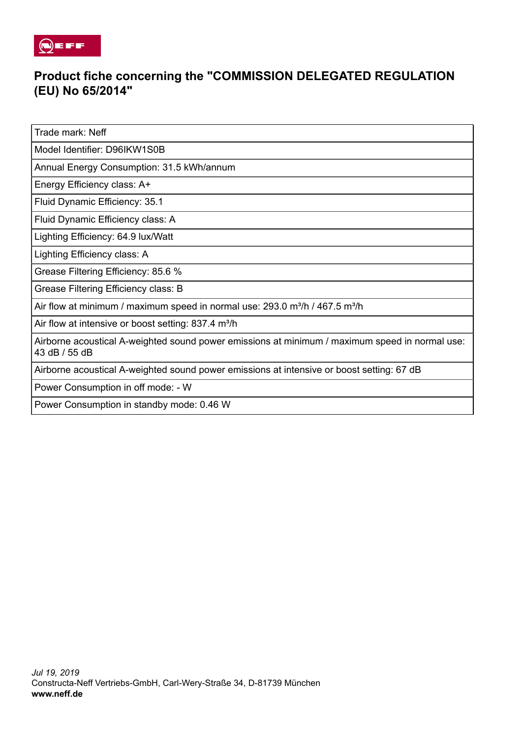# Product fiche concerning the "COMMISSION DELEGATED REGULATION (EU) No 65/2014"

| Trade mark: Neff |
|---|
| Model Identifier: D96IKW1S0B |
| Annual Energy Consumption: 31.5 kWh/annum |
| Energy Efficiency class: A+ |
| Fluid Dynamic Efficiency: 35.1 |
| Fluid Dynamic Efficiency class: A |
| Lighting Efficiency: 64.9 lux/Watt |
| Lighting Efficiency class: A |
| Grease Filtering Efficiency: 85.6 % |
| Grease Filtering Efficiency class: B |
| Air flow at minimum / maximum speed in normal use: 293.0 m³/h / 467.5 m³/h |
| Air flow at intensive or boost setting: 837.4 m³/h |
| Airborne acoustical A-weighted sound power emissions at minimum / maximum speed in normal use: 43 dB / 55 dB |
| Airborne acoustical A-weighted sound power emissions at intensive or boost setting: 67 dB |
| Power Consumption in off mode: - W |
| Power Consumption in standby mode: 0.46 W |

*Jul 19, 2019*
Constructa-Neff Vertriebs-GmbH, Carl-Wery-Straße 34, D-81739 München
**www.neff.de**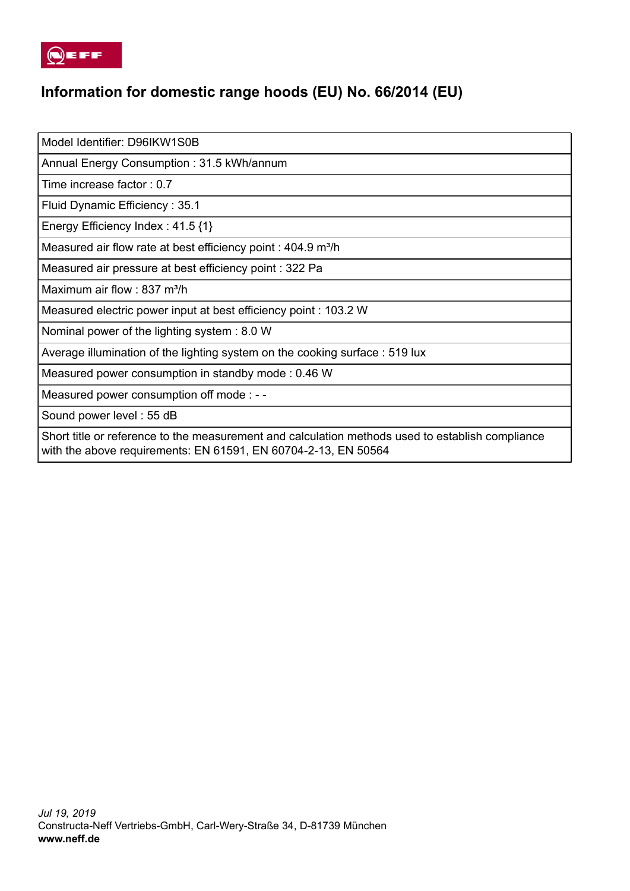# Information for domestic range hoods (EU) No. 66/2014 (EU)

| |
|---|
| Model Identifier: D96IKW1S0B |
| Annual Energy Consumption : 31.5 kWh/annum |
| Time increase factor : 0.7 |
| Fluid Dynamic Efficiency : 35.1 |
| Energy Efficiency Index : 41.5 {1} |
| Measured air flow rate at best efficiency point : 404.9 m³/h |
| Measured air pressure at best efficiency point : 322 Pa |
| Maximum air flow : 837 m³/h |
| Measured electric power input at best efficiency point : 103.2 W |
| Nominal power of the lighting system : 8.0 W |
| Average illumination of the lighting system on the cooking surface : 519 lux |
| Measured power consumption in standby mode : 0.46 W |
| Measured power consumption off mode : - - |
| Sound power level : 55 dB |
| Short title or reference to the measurement and calculation methods used to establish compliance with the above requirements: EN 61591, EN 60704-2-13, EN 50564 |

*Jul 19, 2019*
Constructa-Neff Vertriebs-GmbH, Carl-Wery-Straße 34, D-81739 München
**www.neff.de**